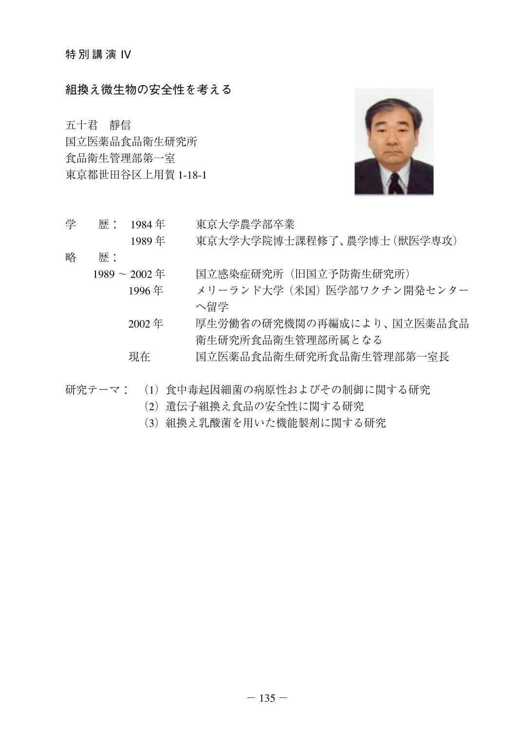特別講演 IV

# 組換え微生物の安全性を考える

五十君　靜信
国立医薬品食品衛生研究所
食品衛生管理部第一室
東京都世田谷区上用賀 1-18-1

学　　歴：
- 1984 年　東京大学農学部卒業
- 1989 年　東京大学大学院博士課程修了、農学博士（獣医学専攻）

略　　歴：
- 1989 ～ 2002 年　国立感染症研究所（旧国立予防衛生研究所）
- 1996 年　メリーランド大学（米国）医学部ワクチン開発センターへ留学
- 2002 年　厚生労働省の研究機関の再編成により、国立医薬品食品衛生研究所食品衛生管理部所属となる
- 現在　国立医薬品食品衛生研究所食品衛生管理部第一室長

研究テーマ：
（1）食中毒起因細菌の病原性およびその制御に関する研究
（2）遺伝子組換え食品の安全性に関する研究
（3）組換え乳酸菌を用いた機能製剤に関する研究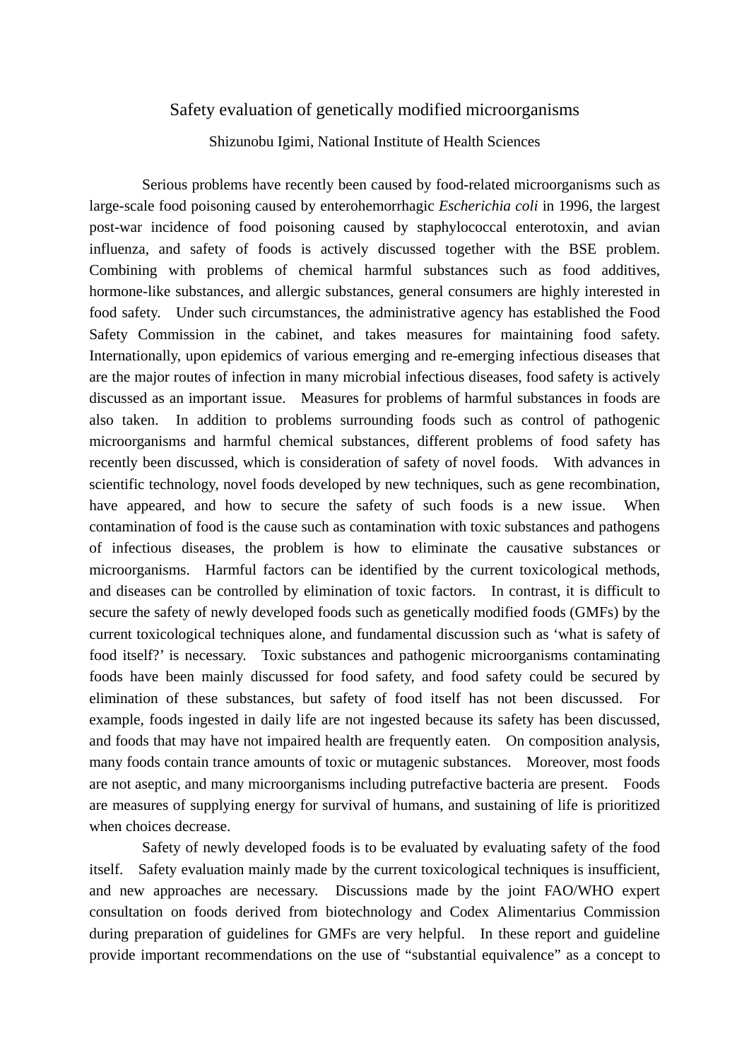# Safety evaluation of genetically modified microorganisms

Shizunobu Igimi, National Institute of Health Sciences

Serious problems have recently been caused by food-related microorganisms such as large-scale food poisoning caused by enterohemorrhagic *Escherichia coli* in 1996, the largest post-war incidence of food poisoning caused by staphylococcal enterotoxin, and avian influenza, and safety of foods is actively discussed together with the BSE problem. Combining with problems of chemical harmful substances such as food additives, hormone-like substances, and allergic substances, general consumers are highly interested in food safety. Under such circumstances, the administrative agency has established the Food Safety Commission in the cabinet, and takes measures for maintaining food safety. Internationally, upon epidemics of various emerging and re-emerging infectious diseases that are the major routes of infection in many microbial infectious diseases, food safety is actively discussed as an important issue. Measures for problems of harmful substances in foods are also taken. In addition to problems surrounding foods such as control of pathogenic microorganisms and harmful chemical substances, different problems of food safety has recently been discussed, which is consideration of safety of novel foods. With advances in scientific technology, novel foods developed by new techniques, such as gene recombination, have appeared, and how to secure the safety of such foods is a new issue. When contamination of food is the cause such as contamination with toxic substances and pathogens of infectious diseases, the problem is how to eliminate the causative substances or microorganisms. Harmful factors can be identified by the current toxicological methods, and diseases can be controlled by elimination of toxic factors. In contrast, it is difficult to secure the safety of newly developed foods such as genetically modified foods (GMFs) by the current toxicological techniques alone, and fundamental discussion such as 'what is safety of food itself?' is necessary. Toxic substances and pathogenic microorganisms contaminating foods have been mainly discussed for food safety, and food safety could be secured by elimination of these substances, but safety of food itself has not been discussed. For example, foods ingested in daily life are not ingested because its safety has been discussed, and foods that may have not impaired health are frequently eaten. On composition analysis, many foods contain trance amounts of toxic or mutagenic substances. Moreover, most foods are not aseptic, and many microorganisms including putrefactive bacteria are present. Foods are measures of supplying energy for survival of humans, and sustaining of life is prioritized when choices decrease.

Safety of newly developed foods is to be evaluated by evaluating safety of the food itself. Safety evaluation mainly made by the current toxicological techniques is insufficient, and new approaches are necessary. Discussions made by the joint FAO/WHO expert consultation on foods derived from biotechnology and Codex Alimentarius Commission during preparation of guidelines for GMFs are very helpful. In these report and guideline provide important recommendations on the use of "substantial equivalence" as a concept to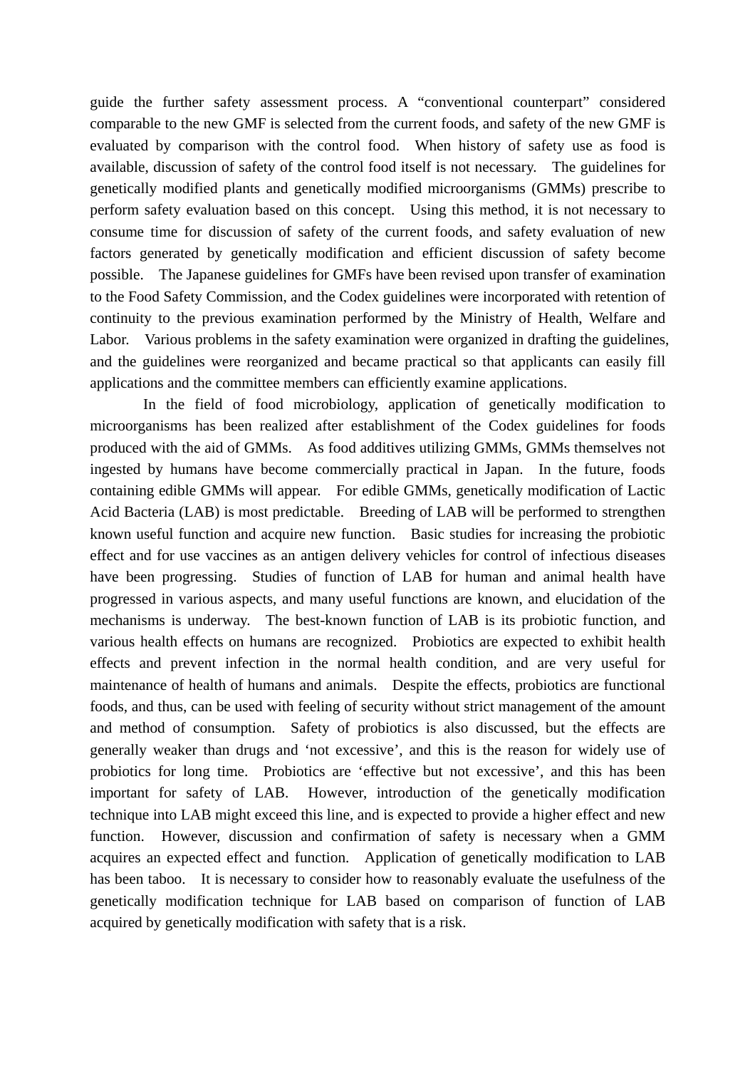guide the further safety assessment process. A "conventional counterpart" considered comparable to the new GMF is selected from the current foods, and safety of the new GMF is evaluated by comparison with the control food. When history of safety use as food is available, discussion of safety of the control food itself is not necessary. The guidelines for genetically modified plants and genetically modified microorganisms (GMMs) prescribe to perform safety evaluation based on this concept. Using this method, it is not necessary to consume time for discussion of safety of the current foods, and safety evaluation of new factors generated by genetically modification and efficient discussion of safety become possible. The Japanese guidelines for GMFs have been revised upon transfer of examination to the Food Safety Commission, and the Codex guidelines were incorporated with retention of continuity to the previous examination performed by the Ministry of Health, Welfare and Labor. Various problems in the safety examination were organized in drafting the guidelines, and the guidelines were reorganized and became practical so that applicants can easily fill applications and the committee members can efficiently examine applications.

In the field of food microbiology, application of genetically modification to microorganisms has been realized after establishment of the Codex guidelines for foods produced with the aid of GMMs. As food additives utilizing GMMs, GMMs themselves not ingested by humans have become commercially practical in Japan. In the future, foods containing edible GMMs will appear. For edible GMMs, genetically modification of Lactic Acid Bacteria (LAB) is most predictable. Breeding of LAB will be performed to strengthen known useful function and acquire new function. Basic studies for increasing the probiotic effect and for use vaccines as an antigen delivery vehicles for control of infectious diseases have been progressing. Studies of function of LAB for human and animal health have progressed in various aspects, and many useful functions are known, and elucidation of the mechanisms is underway. The best-known function of LAB is its probiotic function, and various health effects on humans are recognized. Probiotics are expected to exhibit health effects and prevent infection in the normal health condition, and are very useful for maintenance of health of humans and animals. Despite the effects, probiotics are functional foods, and thus, can be used with feeling of security without strict management of the amount and method of consumption. Safety of probiotics is also discussed, but the effects are generally weaker than drugs and 'not excessive', and this is the reason for widely use of probiotics for long time. Probiotics are 'effective but not excessive', and this has been important for safety of LAB. However, introduction of the genetically modification technique into LAB might exceed this line, and is expected to provide a higher effect and new function. However, discussion and confirmation of safety is necessary when a GMM acquires an expected effect and function. Application of genetically modification to LAB has been taboo. It is necessary to consider how to reasonably evaluate the usefulness of the genetically modification technique for LAB based on comparison of function of LAB acquired by genetically modification with safety that is a risk.